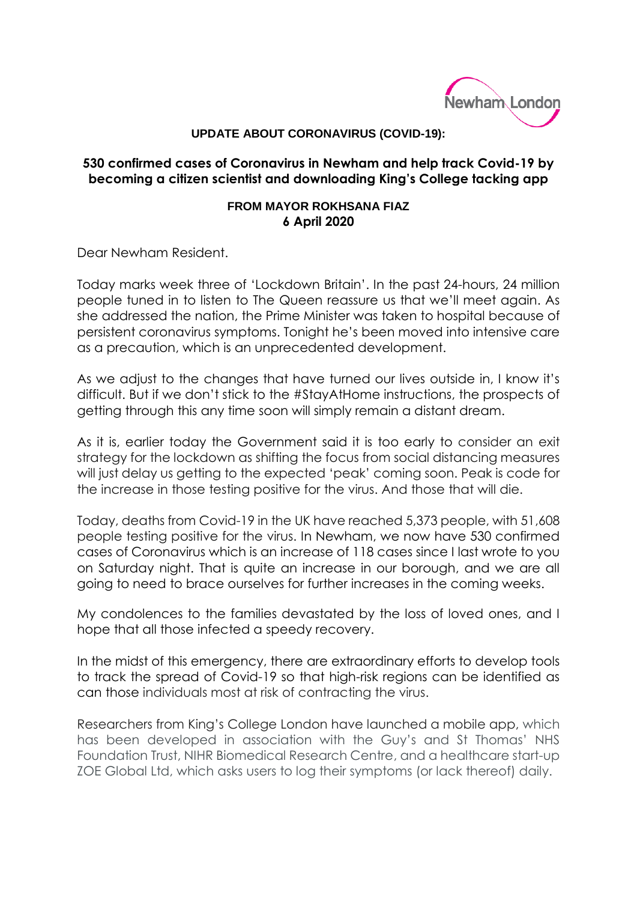Newham London

**UPDATE ABOUT CORONAVIRUS (COVID-19):**

## 530 confirmed cases of Coronavirus in Newham and help track Covid-19 by becoming a citizen scientist and downloading King's College tacking app

**FROM MAYOR ROKHSANA FIAZ**
**6 April 2020**

Dear Newham Resident.

Today marks week three of 'Lockdown Britain'. In the past 24-hours, 24 million people tuned in to listen to The Queen reassure us that we'll meet again. As she addressed the nation, the Prime Minister was taken to hospital because of persistent coronavirus symptoms. Tonight he's been moved into intensive care as a precaution, which is an unprecedented development.

As we adjust to the changes that have turned our lives outside in, I know it's difficult. But if we don't stick to the #StayAtHome instructions, the prospects of getting through this any time soon will simply remain a distant dream.

As it is, earlier today the Government said it is too early to consider an exit strategy for the lockdown as shifting the focus from social distancing measures will just delay us getting to the expected 'peak' coming soon. Peak is code for the increase in those testing positive for the virus. And those that will die.

Today, deaths from Covid-19 in the UK have reached 5,373 people, with 51,608 people testing positive for the virus. In Newham, we now have 530 confirmed cases of Coronavirus which is an increase of 118 cases since I last wrote to you on Saturday night. That is quite an increase in our borough, and we are all going to need to brace ourselves for further increases in the coming weeks.

My condolences to the families devastated by the loss of loved ones, and I hope that all those infected a speedy recovery.

In the midst of this emergency, there are extraordinary efforts to develop tools to track the spread of Covid-19 so that high-risk regions can be identified as can those individuals most at risk of contracting the virus.

Researchers from King's College London have launched a mobile app, which has been developed in association with the Guy's and St Thomas' NHS Foundation Trust, NIHR Biomedical Research Centre, and a healthcare start-up ZOE Global Ltd, which asks users to log their symptoms (or lack thereof) daily.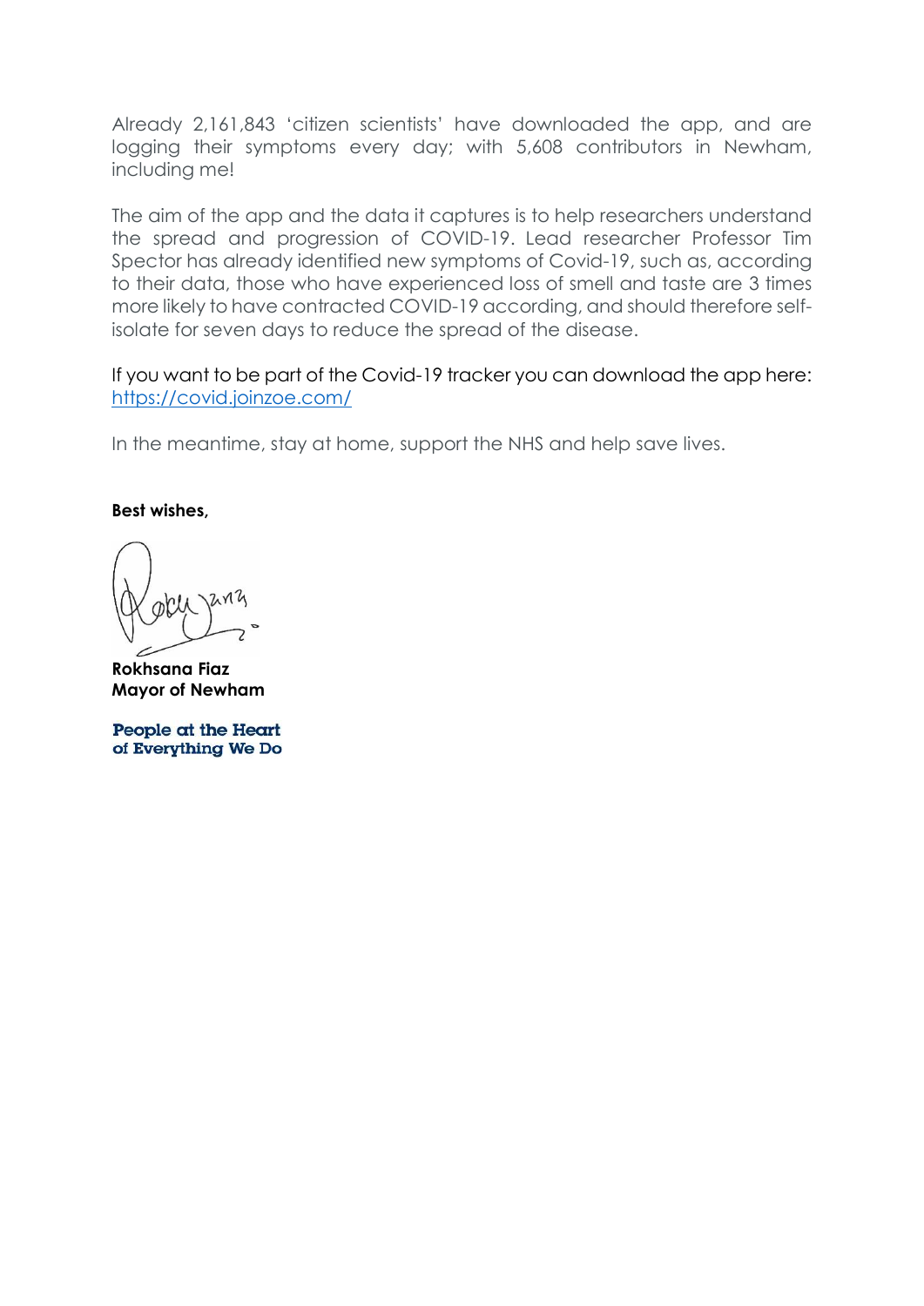Already 2,161,843 'citizen scientists' have downloaded the app, and are logging their symptoms every day; with 5,608 contributors in Newham, including me!

The aim of the app and the data it captures is to help researchers understand the spread and progression of COVID-19. Lead researcher Professor Tim Spector has already identified new symptoms of Covid-19, such as, according to their data, those who have experienced loss of smell and taste are 3 times more likely to have contracted COVID-19 according, and should therefore self-isolate for seven days to reduce the spread of the disease.

If you want to be part of the Covid-19 tracker you can download the app here: https://covid.joinzoe.com/

In the meantime, stay at home, support the NHS and help save lives.

**Best wishes,**

**Rokhsana Fiaz**
**Mayor of Newham**

**People at the Heart of Everything We Do**